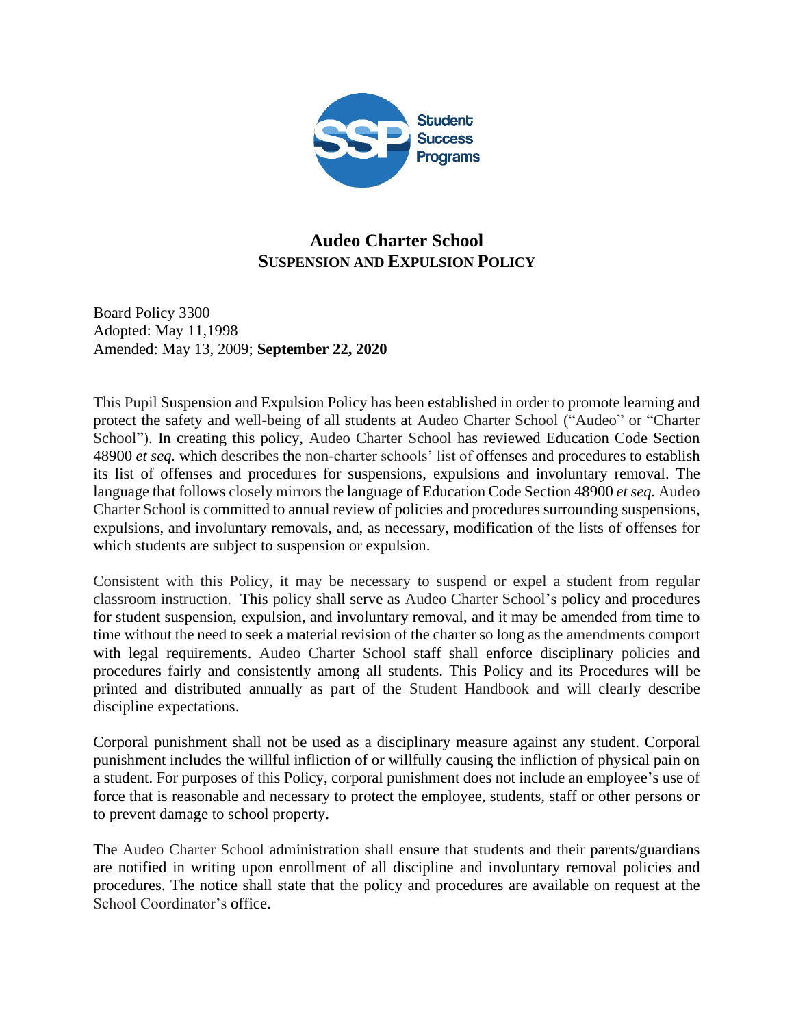# Audeo Charter School
## SUSPENSION AND EXPULSION POLICY

Board Policy 3300
Adopted: May 11,1998
Amended: May 13, 2009; **September 22, 2020**

This Pupil Suspension and Expulsion Policy has been established in order to promote learning and protect the safety and well-being of all students at Audeo Charter School ("Audeo" or "Charter School"). In creating this policy, Audeo Charter School has reviewed Education Code Section 48900 *et seq.* which describes the non-charter schools' list of offenses and procedures to establish its list of offenses and procedures for suspensions, expulsions and involuntary removal. The language that follows closely mirrors the language of Education Code Section 48900 *et seq.* Audeo Charter School is committed to annual review of policies and procedures surrounding suspensions, expulsions, and involuntary removals, and, as necessary, modification of the lists of offenses for which students are subject to suspension or expulsion.

Consistent with this Policy, it may be necessary to suspend or expel a student from regular classroom instruction. This policy shall serve as Audeo Charter School's policy and procedures for student suspension, expulsion, and involuntary removal, and it may be amended from time to time without the need to seek a material revision of the charter so long as the amendments comport with legal requirements. Audeo Charter School staff shall enforce disciplinary policies and procedures fairly and consistently among all students. This Policy and its Procedures will be printed and distributed annually as part of the Student Handbook and will clearly describe discipline expectations.

Corporal punishment shall not be used as a disciplinary measure against any student. Corporal punishment includes the willful infliction of or willfully causing the infliction of physical pain on a student. For purposes of this Policy, corporal punishment does not include an employee's use of force that is reasonable and necessary to protect the employee, students, staff or other persons or to prevent damage to school property.

The Audeo Charter School administration shall ensure that students and their parents/guardians are notified in writing upon enrollment of all discipline and involuntary removal policies and procedures. The notice shall state that the policy and procedures are available on request at the School Coordinator's office.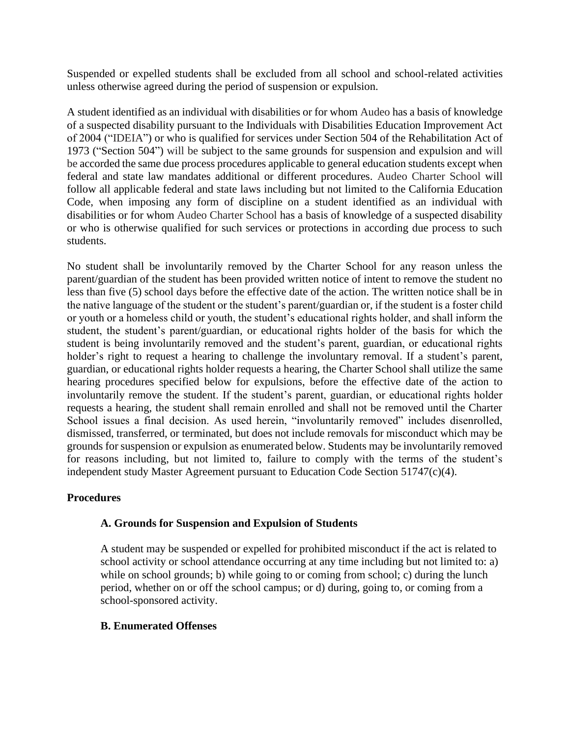Suspended or expelled students shall be excluded from all school and school-related activities unless otherwise agreed during the period of suspension or expulsion.

A student identified as an individual with disabilities or for whom Audeo has a basis of knowledge of a suspected disability pursuant to the Individuals with Disabilities Education Improvement Act of 2004 ("IDEIA") or who is qualified for services under Section 504 of the Rehabilitation Act of 1973 ("Section 504") will be subject to the same grounds for suspension and expulsion and will be accorded the same due process procedures applicable to general education students except when federal and state law mandates additional or different procedures. Audeo Charter School will follow all applicable federal and state laws including but not limited to the California Education Code, when imposing any form of discipline on a student identified as an individual with disabilities or for whom Audeo Charter School has a basis of knowledge of a suspected disability or who is otherwise qualified for such services or protections in according due process to such students.

No student shall be involuntarily removed by the Charter School for any reason unless the parent/guardian of the student has been provided written notice of intent to remove the student no less than five (5) school days before the effective date of the action. The written notice shall be in the native language of the student or the student's parent/guardian or, if the student is a foster child or youth or a homeless child or youth, the student's educational rights holder, and shall inform the student, the student's parent/guardian, or educational rights holder of the basis for which the student is being involuntarily removed and the student's parent, guardian, or educational rights holder's right to request a hearing to challenge the involuntary removal. If a student's parent, guardian, or educational rights holder requests a hearing, the Charter School shall utilize the same hearing procedures specified below for expulsions, before the effective date of the action to involuntarily remove the student. If the student's parent, guardian, or educational rights holder requests a hearing, the student shall remain enrolled and shall not be removed until the Charter School issues a final decision. As used herein, "involuntarily removed" includes disenrolled, dismissed, transferred, or terminated, but does not include removals for misconduct which may be grounds for suspension or expulsion as enumerated below. Students may be involuntarily removed for reasons including, but not limited to, failure to comply with the terms of the student's independent study Master Agreement pursuant to Education Code Section 51747(c)(4).

**Procedures**

**A. Grounds for Suspension and Expulsion of Students**

A student may be suspended or expelled for prohibited misconduct if the act is related to school activity or school attendance occurring at any time including but not limited to: a) while on school grounds; b) while going to or coming from school; c) during the lunch period, whether on or off the school campus; or d) during, going to, or coming from a school-sponsored activity.

**B. Enumerated Offenses**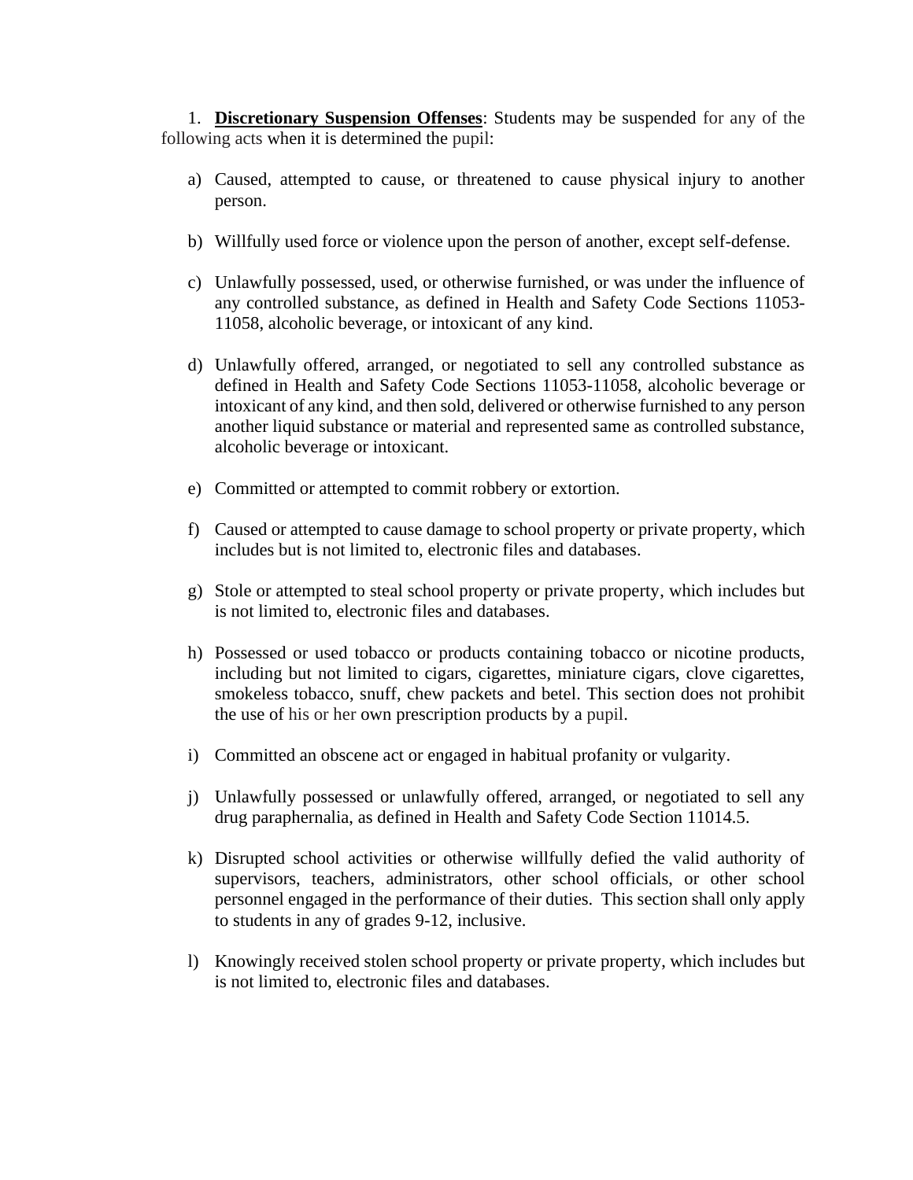1. **Discretionary Suspension Offenses**: Students may be suspended for any of the following acts when it is determined the pupil:

a) Caused, attempted to cause, or threatened to cause physical injury to another person.

b) Willfully used force or violence upon the person of another, except self-defense.

c) Unlawfully possessed, used, or otherwise furnished, or was under the influence of any controlled substance, as defined in Health and Safety Code Sections 11053-11058, alcoholic beverage, or intoxicant of any kind.

d) Unlawfully offered, arranged, or negotiated to sell any controlled substance as defined in Health and Safety Code Sections 11053-11058, alcoholic beverage or intoxicant of any kind, and then sold, delivered or otherwise furnished to any person another liquid substance or material and represented same as controlled substance, alcoholic beverage or intoxicant.

e) Committed or attempted to commit robbery or extortion.

f) Caused or attempted to cause damage to school property or private property, which includes but is not limited to, electronic files and databases.

g) Stole or attempted to steal school property or private property, which includes but is not limited to, electronic files and databases.

h) Possessed or used tobacco or products containing tobacco or nicotine products, including but not limited to cigars, cigarettes, miniature cigars, clove cigarettes, smokeless tobacco, snuff, chew packets and betel. This section does not prohibit the use of his or her own prescription products by a pupil.

i) Committed an obscene act or engaged in habitual profanity or vulgarity.

j) Unlawfully possessed or unlawfully offered, arranged, or negotiated to sell any drug paraphernalia, as defined in Health and Safety Code Section 11014.5.

k) Disrupted school activities or otherwise willfully defied the valid authority of supervisors, teachers, administrators, other school officials, or other school personnel engaged in the performance of their duties. This section shall only apply to students in any of grades 9-12, inclusive.

l) Knowingly received stolen school property or private property, which includes but is not limited to, electronic files and databases.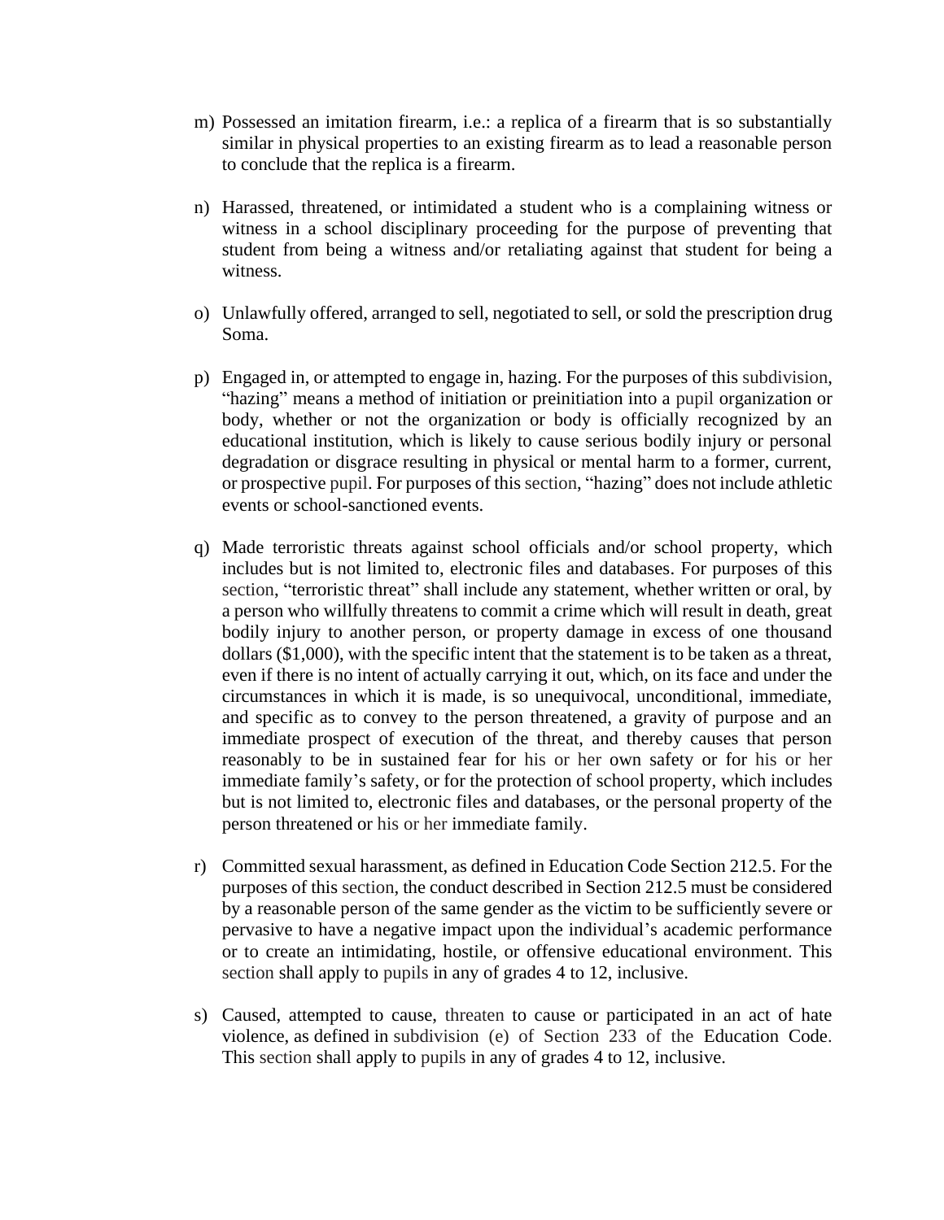m) Possessed an imitation firearm, i.e.: a replica of a firearm that is so substantially similar in physical properties to an existing firearm as to lead a reasonable person to conclude that the replica is a firearm.

n) Harassed, threatened, or intimidated a student who is a complaining witness or witness in a school disciplinary proceeding for the purpose of preventing that student from being a witness and/or retaliating against that student for being a witness.

o) Unlawfully offered, arranged to sell, negotiated to sell, or sold the prescription drug Soma.

p) Engaged in, or attempted to engage in, hazing. For the purposes of this subdivision, "hazing" means a method of initiation or preinitiation into a pupil organization or body, whether or not the organization or body is officially recognized by an educational institution, which is likely to cause serious bodily injury or personal degradation or disgrace resulting in physical or mental harm to a former, current, or prospective pupil. For purposes of this section, "hazing" does not include athletic events or school-sanctioned events.

q) Made terroristic threats against school officials and/or school property, which includes but is not limited to, electronic files and databases. For purposes of this section, "terroristic threat" shall include any statement, whether written or oral, by a person who willfully threatens to commit a crime which will result in death, great bodily injury to another person, or property damage in excess of one thousand dollars ($1,000), with the specific intent that the statement is to be taken as a threat, even if there is no intent of actually carrying it out, which, on its face and under the circumstances in which it is made, is so unequivocal, unconditional, immediate, and specific as to convey to the person threatened, a gravity of purpose and an immediate prospect of execution of the threat, and thereby causes that person reasonably to be in sustained fear for his or her own safety or for his or her immediate family's safety, or for the protection of school property, which includes but is not limited to, electronic files and databases, or the personal property of the person threatened or his or her immediate family.

r) Committed sexual harassment, as defined in Education Code Section 212.5. For the purposes of this section, the conduct described in Section 212.5 must be considered by a reasonable person of the same gender as the victim to be sufficiently severe or pervasive to have a negative impact upon the individual's academic performance or to create an intimidating, hostile, or offensive educational environment. This section shall apply to pupils in any of grades 4 to 12, inclusive.

s) Caused, attempted to cause, threaten to cause or participated in an act of hate violence, as defined in subdivision (e) of Section 233 of the Education Code. This section shall apply to pupils in any of grades 4 to 12, inclusive.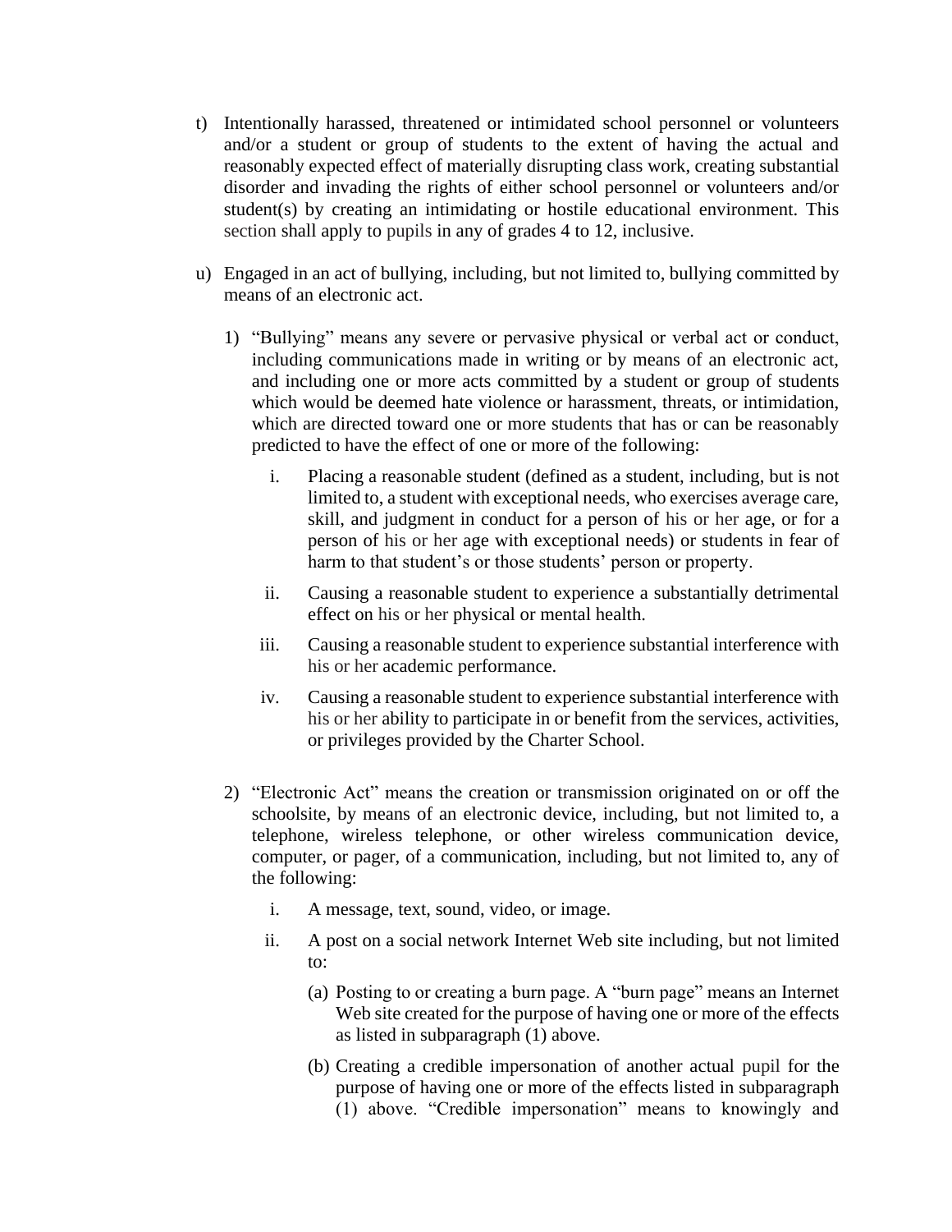t) Intentionally harassed, threatened or intimidated school personnel or volunteers and/or a student or group of students to the extent of having the actual and reasonably expected effect of materially disrupting class work, creating substantial disorder and invading the rights of either school personnel or volunteers and/or student(s) by creating an intimidating or hostile educational environment. This section shall apply to pupils in any of grades 4 to 12, inclusive.

u) Engaged in an act of bullying, including, but not limited to, bullying committed by means of an electronic act.

   1) "Bullying" means any severe or pervasive physical or verbal act or conduct, including communications made in writing or by means of an electronic act, and including one or more acts committed by a student or group of students which would be deemed hate violence or harassment, threats, or intimidation, which are directed toward one or more students that has or can be reasonably predicted to have the effect of one or more of the following:

      i. Placing a reasonable student (defined as a student, including, but is not limited to, a student with exceptional needs, who exercises average care, skill, and judgment in conduct for a person of his or her age, or for a person of his or her age with exceptional needs) or students in fear of harm to that student's or those students' person or property.

      ii. Causing a reasonable student to experience a substantially detrimental effect on his or her physical or mental health.

      iii. Causing a reasonable student to experience substantial interference with his or her academic performance.

      iv. Causing a reasonable student to experience substantial interference with his or her ability to participate in or benefit from the services, activities, or privileges provided by the Charter School.

   2) "Electronic Act" means the creation or transmission originated on or off the schoolsite, by means of an electronic device, including, but not limited to, a telephone, wireless telephone, or other wireless communication device, computer, or pager, of a communication, including, but not limited to, any of the following:

      i. A message, text, sound, video, or image.

      ii. A post on a social network Internet Web site including, but not limited to:

         (a) Posting to or creating a burn page. A "burn page" means an Internet Web site created for the purpose of having one or more of the effects as listed in subparagraph (1) above.

         (b) Creating a credible impersonation of another actual pupil for the purpose of having one or more of the effects listed in subparagraph (1) above. "Credible impersonation" means to knowingly and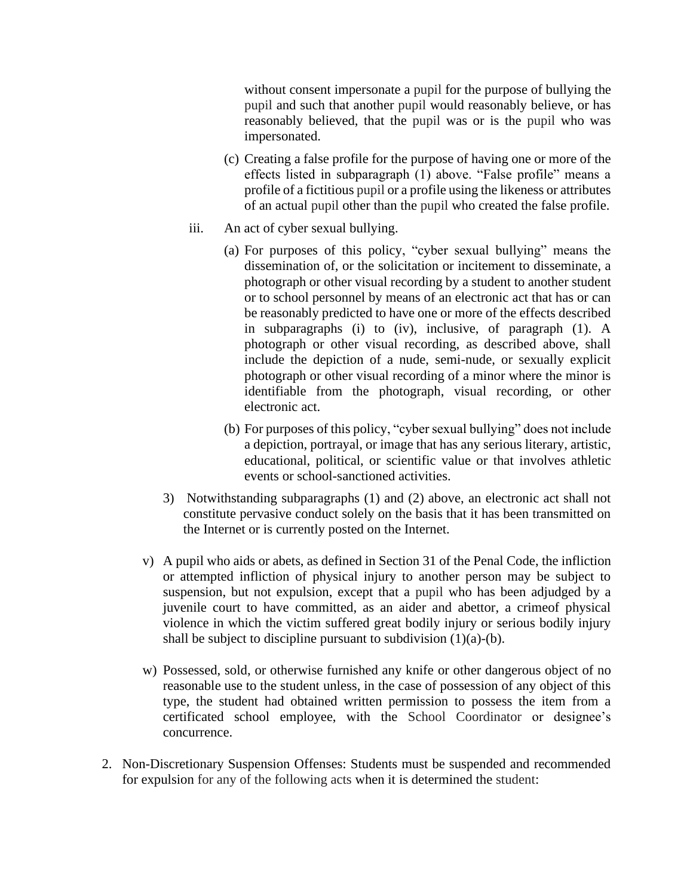without consent impersonate a pupil for the purpose of bullying the pupil and such that another pupil would reasonably believe, or has reasonably believed, that the pupil was or is the pupil who was impersonated.

(c) Creating a false profile for the purpose of having one or more of the effects listed in subparagraph (1) above. "False profile" means a profile of a fictitious pupil or a profile using the likeness or attributes of an actual pupil other than the pupil who created the false profile.

iii. An act of cyber sexual bullying.

(a) For purposes of this policy, "cyber sexual bullying" means the dissemination of, or the solicitation or incitement to disseminate, a photograph or other visual recording by a student to another student or to school personnel by means of an electronic act that has or can be reasonably predicted to have one or more of the effects described in subparagraphs (i) to (iv), inclusive, of paragraph (1). A photograph or other visual recording, as described above, shall include the depiction of a nude, semi-nude, or sexually explicit photograph or other visual recording of a minor where the minor is identifiable from the photograph, visual recording, or other electronic act.

(b) For purposes of this policy, "cyber sexual bullying" does not include a depiction, portrayal, or image that has any serious literary, artistic, educational, political, or scientific value or that involves athletic events or school-sanctioned activities.

3) Notwithstanding subparagraphs (1) and (2) above, an electronic act shall not constitute pervasive conduct solely on the basis that it has been transmitted on the Internet or is currently posted on the Internet.

v) A pupil who aids or abets, as defined in Section 31 of the Penal Code, the infliction or attempted infliction of physical injury to another person may be subject to suspension, but not expulsion, except that a pupil who has been adjudged by a juvenile court to have committed, as an aider and abettor, a crimeof physical violence in which the victim suffered great bodily injury or serious bodily injury shall be subject to discipline pursuant to subdivision (1)(a)-(b).

w) Possessed, sold, or otherwise furnished any knife or other dangerous object of no reasonable use to the student unless, in the case of possession of any object of this type, the student had obtained written permission to possess the item from a certificated school employee, with the School Coordinator or designee's concurrence.

2. Non-Discretionary Suspension Offenses: Students must be suspended and recommended for expulsion for any of the following acts when it is determined the student: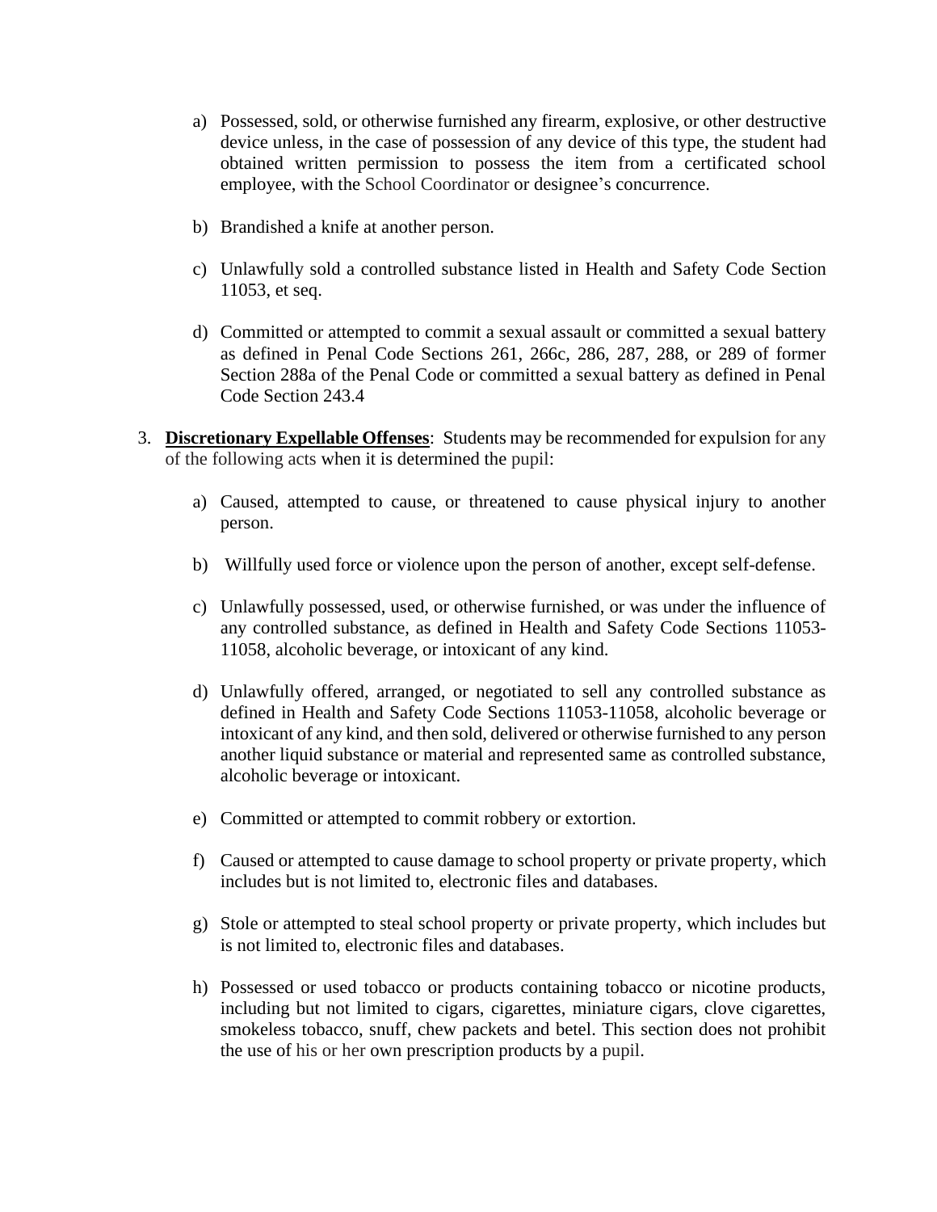a) Possessed, sold, or otherwise furnished any firearm, explosive, or other destructive device unless, in the case of possession of any device of this type, the student had obtained written permission to possess the item from a certificated school employee, with the School Coordinator or designee's concurrence.

b) Brandished a knife at another person.

c) Unlawfully sold a controlled substance listed in Health and Safety Code Section 11053, et seq.

d) Committed or attempted to commit a sexual assault or committed a sexual battery as defined in Penal Code Sections 261, 266c, 286, 287, 288, or 289 of former Section 288a of the Penal Code or committed a sexual battery as defined in Penal Code Section 243.4

3. **Discretionary Expellable Offenses**: Students may be recommended for expulsion for any of the following acts when it is determined the pupil:

   a) Caused, attempted to cause, or threatened to cause physical injury to another person.

   b) Willfully used force or violence upon the person of another, except self-defense.

   c) Unlawfully possessed, used, or otherwise furnished, or was under the influence of any controlled substance, as defined in Health and Safety Code Sections 11053-11058, alcoholic beverage, or intoxicant of any kind.

   d) Unlawfully offered, arranged, or negotiated to sell any controlled substance as defined in Health and Safety Code Sections 11053-11058, alcoholic beverage or intoxicant of any kind, and then sold, delivered or otherwise furnished to any person another liquid substance or material and represented same as controlled substance, alcoholic beverage or intoxicant.

   e) Committed or attempted to commit robbery or extortion.

   f) Caused or attempted to cause damage to school property or private property, which includes but is not limited to, electronic files and databases.

   g) Stole or attempted to steal school property or private property, which includes but is not limited to, electronic files and databases.

   h) Possessed or used tobacco or products containing tobacco or nicotine products, including but not limited to cigars, cigarettes, miniature cigars, clove cigarettes, smokeless tobacco, snuff, chew packets and betel. This section does not prohibit the use of his or her own prescription products by a pupil.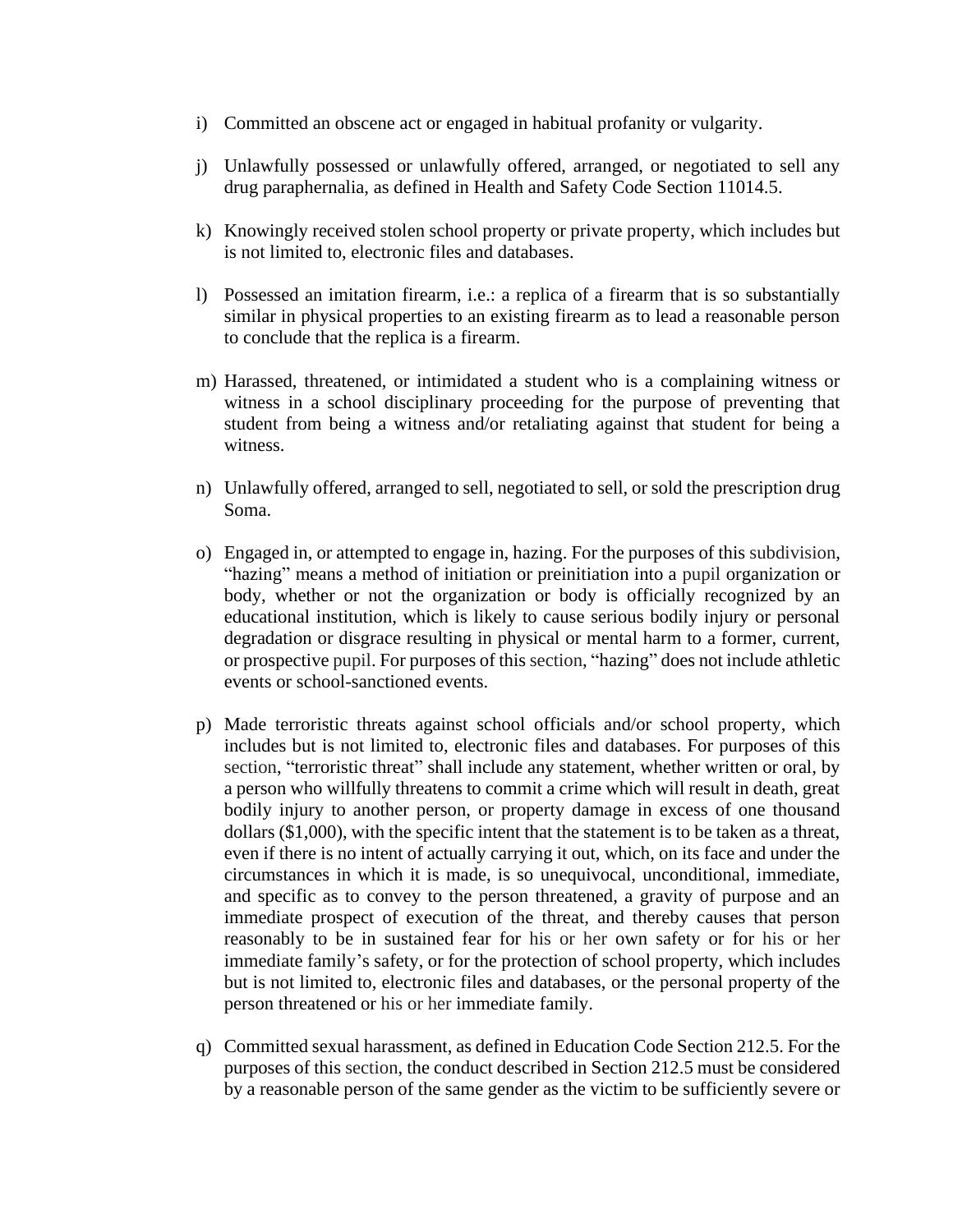i) Committed an obscene act or engaged in habitual profanity or vulgarity.

j) Unlawfully possessed or unlawfully offered, arranged, or negotiated to sell any drug paraphernalia, as defined in Health and Safety Code Section 11014.5.

k) Knowingly received stolen school property or private property, which includes but is not limited to, electronic files and databases.

l) Possessed an imitation firearm, i.e.: a replica of a firearm that is so substantially similar in physical properties to an existing firearm as to lead a reasonable person to conclude that the replica is a firearm.

m) Harassed, threatened, or intimidated a student who is a complaining witness or witness in a school disciplinary proceeding for the purpose of preventing that student from being a witness and/or retaliating against that student for being a witness.

n) Unlawfully offered, arranged to sell, negotiated to sell, or sold the prescription drug Soma.

o) Engaged in, or attempted to engage in, hazing. For the purposes of this subdivision, "hazing" means a method of initiation or preinitiation into a pupil organization or body, whether or not the organization or body is officially recognized by an educational institution, which is likely to cause serious bodily injury or personal degradation or disgrace resulting in physical or mental harm to a former, current, or prospective pupil. For purposes of this section, "hazing" does not include athletic events or school-sanctioned events.

p) Made terroristic threats against school officials and/or school property, which includes but is not limited to, electronic files and databases. For purposes of this section, "terroristic threat" shall include any statement, whether written or oral, by a person who willfully threatens to commit a crime which will result in death, great bodily injury to another person, or property damage in excess of one thousand dollars ($1,000), with the specific intent that the statement is to be taken as a threat, even if there is no intent of actually carrying it out, which, on its face and under the circumstances in which it is made, is so unequivocal, unconditional, immediate, and specific as to convey to the person threatened, a gravity of purpose and an immediate prospect of execution of the threat, and thereby causes that person reasonably to be in sustained fear for his or her own safety or for his or her immediate family's safety, or for the protection of school property, which includes but is not limited to, electronic files and databases, or the personal property of the person threatened or his or her immediate family.

q) Committed sexual harassment, as defined in Education Code Section 212.5. For the purposes of this section, the conduct described in Section 212.5 must be considered by a reasonable person of the same gender as the victim to be sufficiently severe or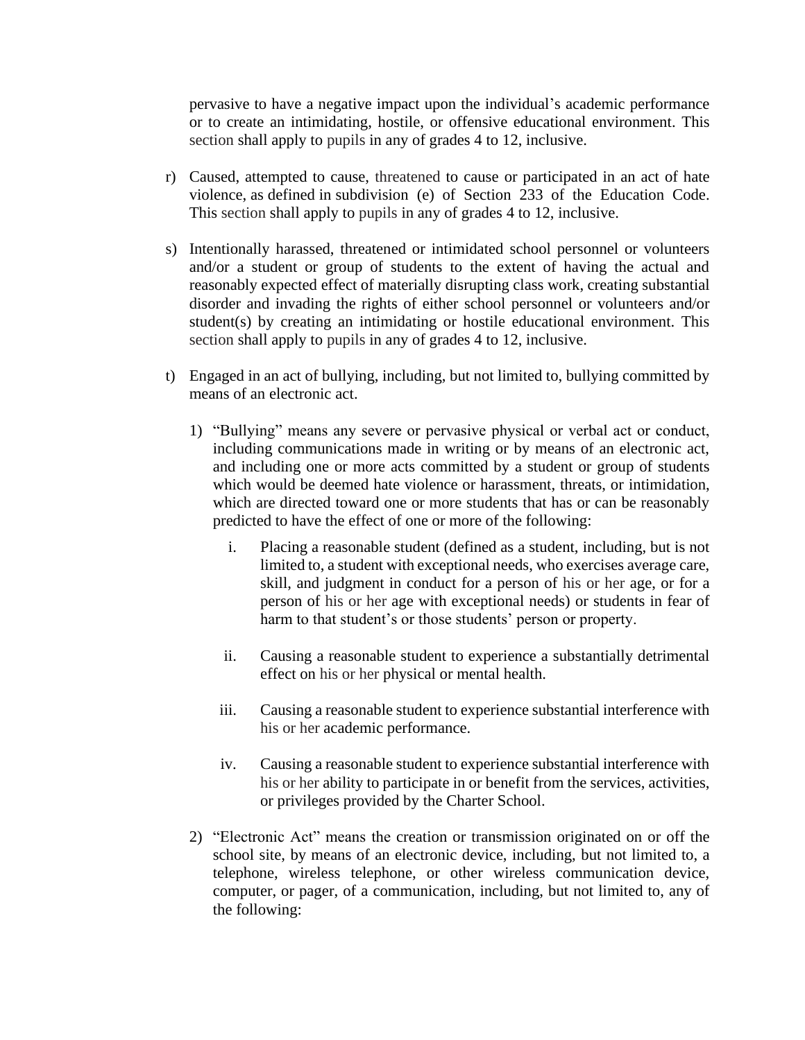pervasive to have a negative impact upon the individual's academic performance or to create an intimidating, hostile, or offensive educational environment. This section shall apply to pupils in any of grades 4 to 12, inclusive.

r) Caused, attempted to cause, threatened to cause or participated in an act of hate violence, as defined in subdivision (e) of Section 233 of the Education Code. This section shall apply to pupils in any of grades 4 to 12, inclusive.

s) Intentionally harassed, threatened or intimidated school personnel or volunteers and/or a student or group of students to the extent of having the actual and reasonably expected effect of materially disrupting class work, creating substantial disorder and invading the rights of either school personnel or volunteers and/or student(s) by creating an intimidating or hostile educational environment. This section shall apply to pupils in any of grades 4 to 12, inclusive.

t) Engaged in an act of bullying, including, but not limited to, bullying committed by means of an electronic act.

   1) "Bullying" means any severe or pervasive physical or verbal act or conduct, including communications made in writing or by means of an electronic act, and including one or more acts committed by a student or group of students which would be deemed hate violence or harassment, threats, or intimidation, which are directed toward one or more students that has or can be reasonably predicted to have the effect of one or more of the following:

      i. Placing a reasonable student (defined as a student, including, but is not limited to, a student with exceptional needs, who exercises average care, skill, and judgment in conduct for a person of his or her age, or for a person of his or her age with exceptional needs) or students in fear of harm to that student's or those students' person or property.

      ii. Causing a reasonable student to experience a substantially detrimental effect on his or her physical or mental health.

      iii. Causing a reasonable student to experience substantial interference with his or her academic performance.

      iv. Causing a reasonable student to experience substantial interference with his or her ability to participate in or benefit from the services, activities, or privileges provided by the Charter School.

   2) "Electronic Act" means the creation or transmission originated on or off the school site, by means of an electronic device, including, but not limited to, a telephone, wireless telephone, or other wireless communication device, computer, or pager, of a communication, including, but not limited to, any of the following: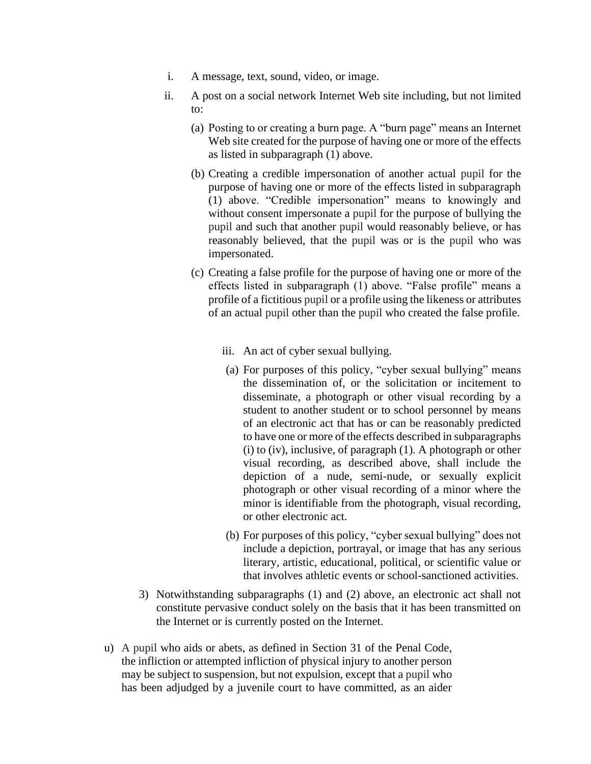i. A message, text, sound, video, or image.

ii. A post on a social network Internet Web site including, but not limited to:

(a) Posting to or creating a burn page. A "burn page" means an Internet Web site created for the purpose of having one or more of the effects as listed in subparagraph (1) above.

(b) Creating a credible impersonation of another actual pupil for the purpose of having one or more of the effects listed in subparagraph (1) above. "Credible impersonation" means to knowingly and without consent impersonate a pupil for the purpose of bullying the pupil and such that another pupil would reasonably believe, or has reasonably believed, that the pupil was or is the pupil who was impersonated.

(c) Creating a false profile for the purpose of having one or more of the effects listed in subparagraph (1) above. "False profile" means a profile of a fictitious pupil or a profile using the likeness or attributes of an actual pupil other than the pupil who created the false profile.

iii. An act of cyber sexual bullying.

(a) For purposes of this policy, "cyber sexual bullying" means the dissemination of, or the solicitation or incitement to disseminate, a photograph or other visual recording by a student to another student or to school personnel by means of an electronic act that has or can be reasonably predicted to have one or more of the effects described in subparagraphs (i) to (iv), inclusive, of paragraph (1). A photograph or other visual recording, as described above, shall include the depiction of a nude, semi-nude, or sexually explicit photograph or other visual recording of a minor where the minor is identifiable from the photograph, visual recording, or other electronic act.

(b) For purposes of this policy, "cyber sexual bullying" does not include a depiction, portrayal, or image that has any serious literary, artistic, educational, political, or scientific value or that involves athletic events or school-sanctioned activities.

3) Notwithstanding subparagraphs (1) and (2) above, an electronic act shall not constitute pervasive conduct solely on the basis that it has been transmitted on the Internet or is currently posted on the Internet.

u) A pupil who aids or abets, as defined in Section 31 of the Penal Code, the infliction or attempted infliction of physical injury to another person may be subject to suspension, but not expulsion, except that a pupil who has been adjudged by a juvenile court to have committed, as an aider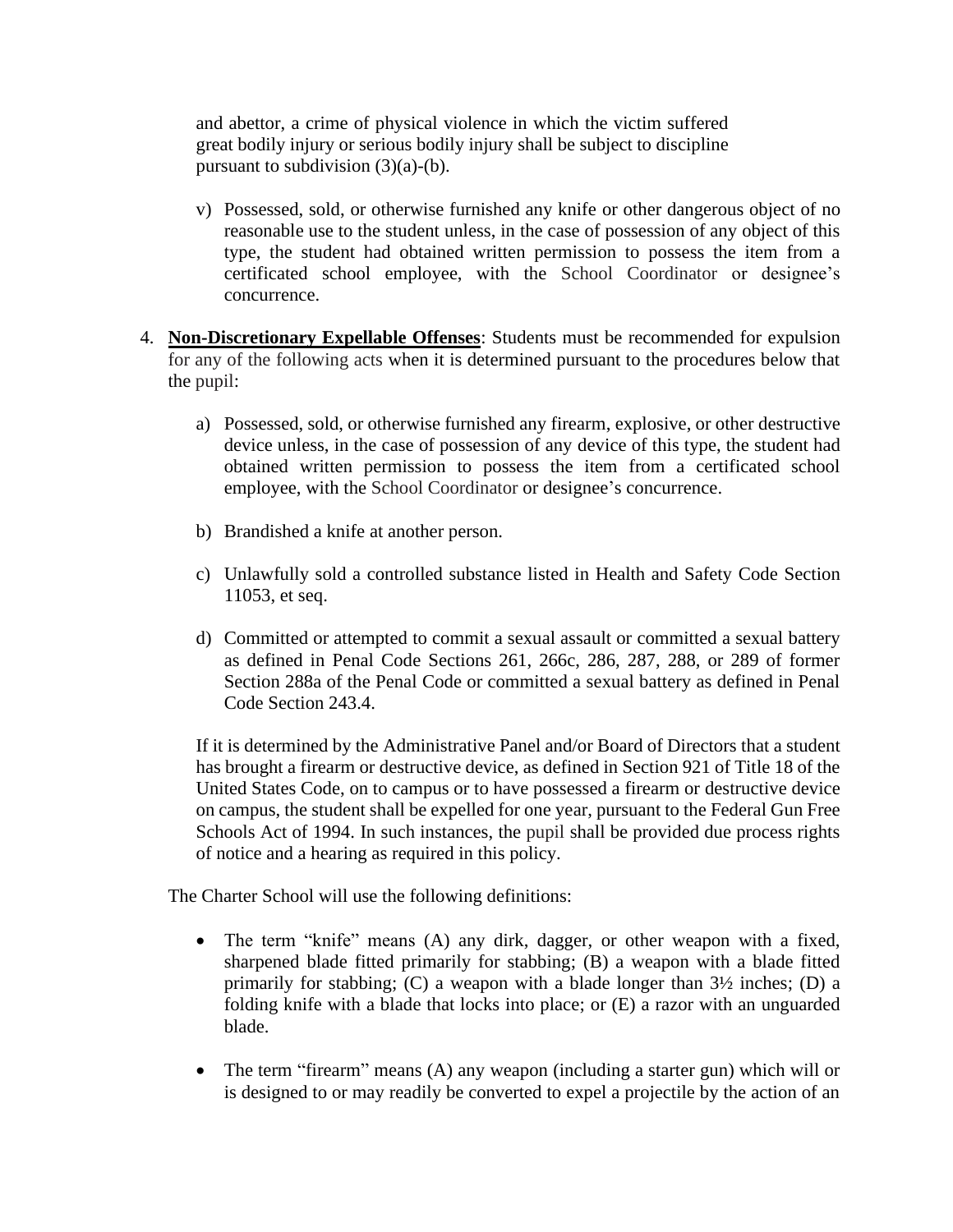and abettor, a crime of physical violence in which the victim suffered great bodily injury or serious bodily injury shall be subject to discipline pursuant to subdivision (3)(a)-(b).

v) Possessed, sold, or otherwise furnished any knife or other dangerous object of no reasonable use to the student unless, in the case of possession of any object of this type, the student had obtained written permission to possess the item from a certificated school employee, with the School Coordinator or designee's concurrence.

4. **Non-Discretionary Expellable Offenses**: Students must be recommended for expulsion for any of the following acts when it is determined pursuant to the procedures below that the pupil:

   a) Possessed, sold, or otherwise furnished any firearm, explosive, or other destructive device unless, in the case of possession of any device of this type, the student had obtained written permission to possess the item from a certificated school employee, with the School Coordinator or designee's concurrence.

   b) Brandished a knife at another person.

   c) Unlawfully sold a controlled substance listed in Health and Safety Code Section 11053, et seq.

   d) Committed or attempted to commit a sexual assault or committed a sexual battery as defined in Penal Code Sections 261, 266c, 286, 287, 288, or 289 of former Section 288a of the Penal Code or committed a sexual battery as defined in Penal Code Section 243.4.

   If it is determined by the Administrative Panel and/or Board of Directors that a student has brought a firearm or destructive device, as defined in Section 921 of Title 18 of the United States Code, on to campus or to have possessed a firearm or destructive device on campus, the student shall be expelled for one year, pursuant to the Federal Gun Free Schools Act of 1994. In such instances, the pupil shall be provided due process rights of notice and a hearing as required in this policy.

The Charter School will use the following definitions:

- The term "knife" means (A) any dirk, dagger, or other weapon with a fixed, sharpened blade fitted primarily for stabbing; (B) a weapon with a blade fitted primarily for stabbing; (C) a weapon with a blade longer than 3½ inches; (D) a folding knife with a blade that locks into place; or (E) a razor with an unguarded blade.

- The term "firearm" means (A) any weapon (including a starter gun) which will or is designed to or may readily be converted to expel a projectile by the action of an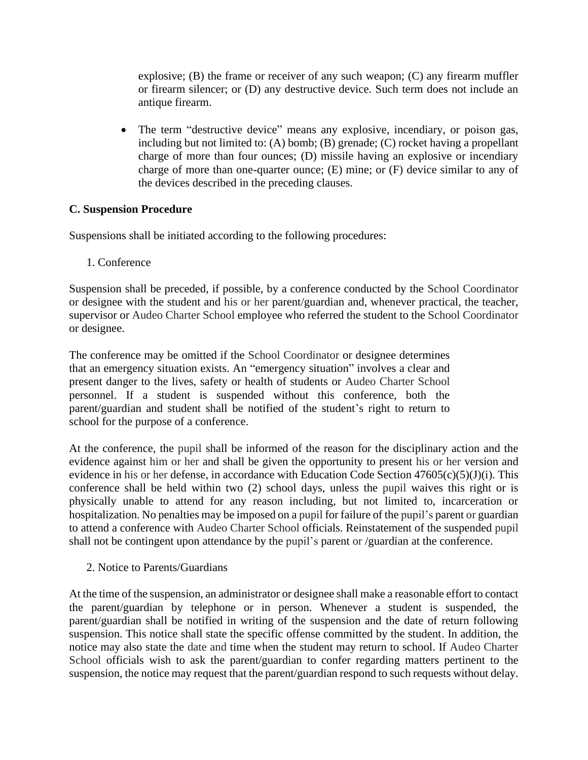explosive; (B) the frame or receiver of any such weapon; (C) any firearm muffler or firearm silencer; or (D) any destructive device. Such term does not include an antique firearm.

- The term "destructive device" means any explosive, incendiary, or poison gas, including but not limited to: (A) bomb; (B) grenade; (C) rocket having a propellant charge of more than four ounces; (D) missile having an explosive or incendiary charge of more than one-quarter ounce; (E) mine; or (F) device similar to any of the devices described in the preceding clauses.

**C. Suspension Procedure**

Suspensions shall be initiated according to the following procedures:

1. Conference

Suspension shall be preceded, if possible, by a conference conducted by the School Coordinator or designee with the student and his or her parent/guardian and, whenever practical, the teacher, supervisor or Audeo Charter School employee who referred the student to the School Coordinator or designee.

The conference may be omitted if the School Coordinator or designee determines that an emergency situation exists. An "emergency situation" involves a clear and present danger to the lives, safety or health of students or Audeo Charter School personnel. If a student is suspended without this conference, both the parent/guardian and student shall be notified of the student's right to return to school for the purpose of a conference.

At the conference, the pupil shall be informed of the reason for the disciplinary action and the evidence against him or her and shall be given the opportunity to present his or her version and evidence in his or her defense, in accordance with Education Code Section 47605(c)(5)(J)(i). This conference shall be held within two (2) school days, unless the pupil waives this right or is physically unable to attend for any reason including, but not limited to, incarceration or hospitalization. No penalties may be imposed on a pupil for failure of the pupil's parent or guardian to attend a conference with Audeo Charter School officials. Reinstatement of the suspended pupil shall not be contingent upon attendance by the pupil's parent or /guardian at the conference.

2. Notice to Parents/Guardians

At the time of the suspension, an administrator or designee shall make a reasonable effort to contact the parent/guardian by telephone or in person. Whenever a student is suspended, the parent/guardian shall be notified in writing of the suspension and the date of return following suspension. This notice shall state the specific offense committed by the student. In addition, the notice may also state the date and time when the student may return to school. If Audeo Charter School officials wish to ask the parent/guardian to confer regarding matters pertinent to the suspension, the notice may request that the parent/guardian respond to such requests without delay.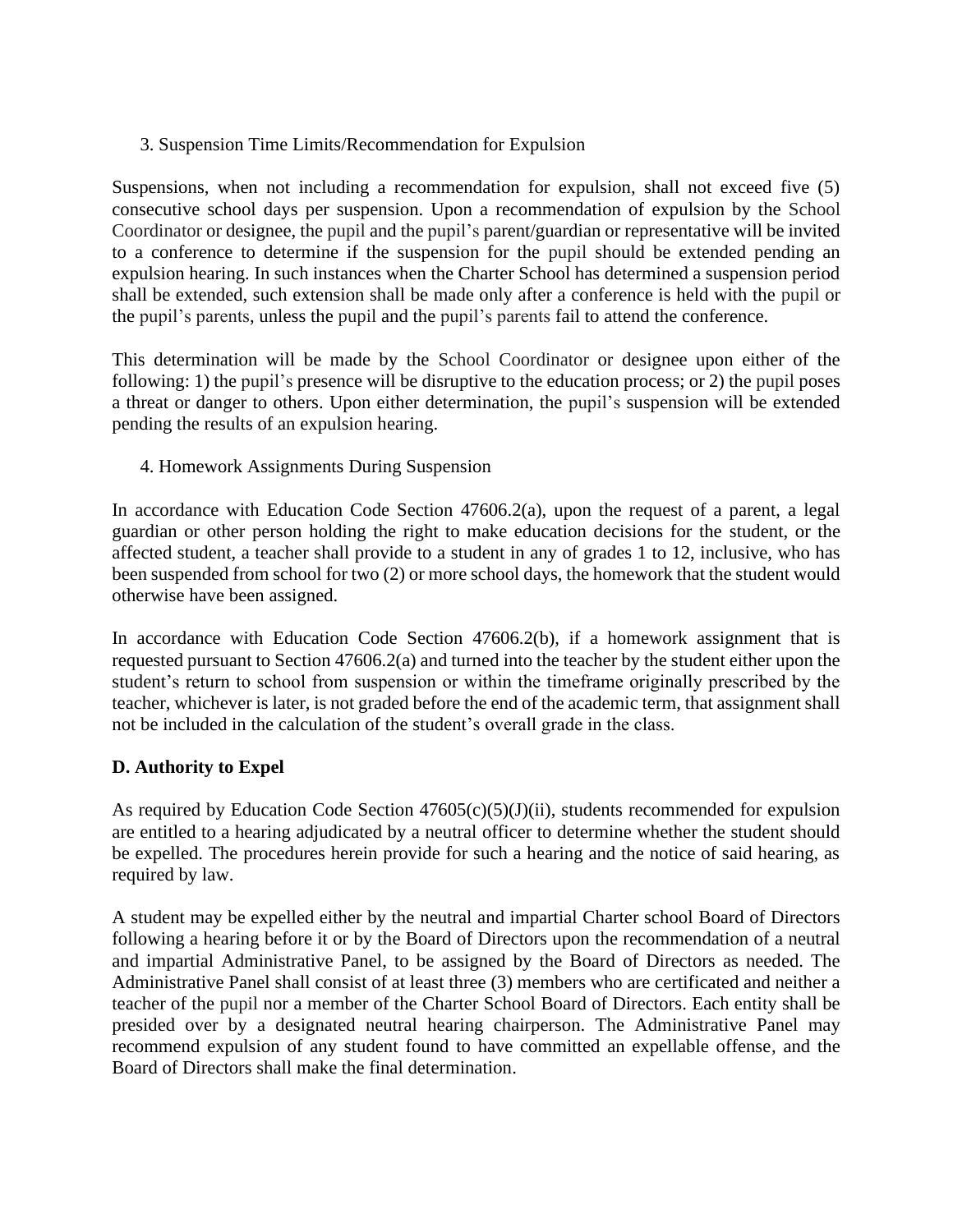3. Suspension Time Limits/Recommendation for Expulsion

Suspensions, when not including a recommendation for expulsion, shall not exceed five (5) consecutive school days per suspension. Upon a recommendation of expulsion by the School Coordinator or designee, the pupil and the pupil's parent/guardian or representative will be invited to a conference to determine if the suspension for the pupil should be extended pending an expulsion hearing. In such instances when the Charter School has determined a suspension period shall be extended, such extension shall be made only after a conference is held with the pupil or the pupil's parents, unless the pupil and the pupil's parents fail to attend the conference.

This determination will be made by the School Coordinator or designee upon either of the following: 1) the pupil's presence will be disruptive to the education process; or 2) the pupil poses a threat or danger to others. Upon either determination, the pupil's suspension will be extended pending the results of an expulsion hearing.

4. Homework Assignments During Suspension

In accordance with Education Code Section 47606.2(a), upon the request of a parent, a legal guardian or other person holding the right to make education decisions for the student, or the affected student, a teacher shall provide to a student in any of grades 1 to 12, inclusive, who has been suspended from school for two (2) or more school days, the homework that the student would otherwise have been assigned.

In accordance with Education Code Section 47606.2(b), if a homework assignment that is requested pursuant to Section 47606.2(a) and turned into the teacher by the student either upon the student's return to school from suspension or within the timeframe originally prescribed by the teacher, whichever is later, is not graded before the end of the academic term, that assignment shall not be included in the calculation of the student's overall grade in the class.

**D. Authority to Expel**

As required by Education Code Section 47605(c)(5)(J)(ii), students recommended for expulsion are entitled to a hearing adjudicated by a neutral officer to determine whether the student should be expelled. The procedures herein provide for such a hearing and the notice of said hearing, as required by law.

A student may be expelled either by the neutral and impartial Charter school Board of Directors following a hearing before it or by the Board of Directors upon the recommendation of a neutral and impartial Administrative Panel, to be assigned by the Board of Directors as needed. The Administrative Panel shall consist of at least three (3) members who are certificated and neither a teacher of the pupil nor a member of the Charter School Board of Directors. Each entity shall be presided over by a designated neutral hearing chairperson. The Administrative Panel may recommend expulsion of any student found to have committed an expellable offense, and the Board of Directors shall make the final determination.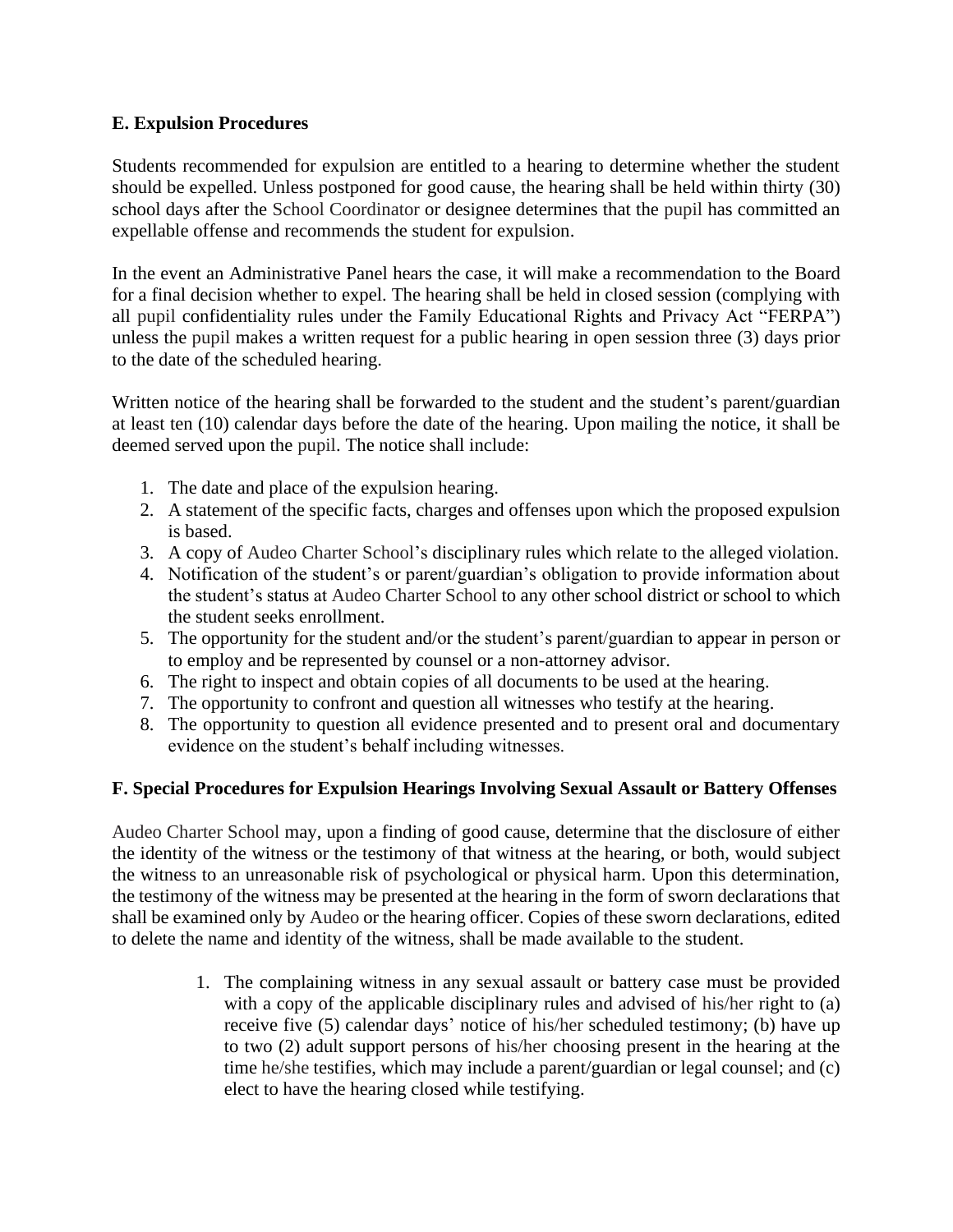**E. Expulsion Procedures**

Students recommended for expulsion are entitled to a hearing to determine whether the student should be expelled. Unless postponed for good cause, the hearing shall be held within thirty (30) school days after the School Coordinator or designee determines that the pupil has committed an expellable offense and recommends the student for expulsion.

In the event an Administrative Panel hears the case, it will make a recommendation to the Board for a final decision whether to expel. The hearing shall be held in closed session (complying with all pupil confidentiality rules under the Family Educational Rights and Privacy Act "FERPA") unless the pupil makes a written request for a public hearing in open session three (3) days prior to the date of the scheduled hearing.

Written notice of the hearing shall be forwarded to the student and the student's parent/guardian at least ten (10) calendar days before the date of the hearing. Upon mailing the notice, it shall be deemed served upon the pupil. The notice shall include:

1. The date and place of the expulsion hearing.
2. A statement of the specific facts, charges and offenses upon which the proposed expulsion is based.
3. A copy of Audeo Charter School's disciplinary rules which relate to the alleged violation.
4. Notification of the student's or parent/guardian's obligation to provide information about the student's status at Audeo Charter School to any other school district or school to which the student seeks enrollment.
5. The opportunity for the student and/or the student's parent/guardian to appear in person or to employ and be represented by counsel or a non-attorney advisor.
6. The right to inspect and obtain copies of all documents to be used at the hearing.
7. The opportunity to confront and question all witnesses who testify at the hearing.
8. The opportunity to question all evidence presented and to present oral and documentary evidence on the student's behalf including witnesses.

**F. Special Procedures for Expulsion Hearings Involving Sexual Assault or Battery Offenses**

Audeo Charter School may, upon a finding of good cause, determine that the disclosure of either the identity of the witness or the testimony of that witness at the hearing, or both, would subject the witness to an unreasonable risk of psychological or physical harm. Upon this determination, the testimony of the witness may be presented at the hearing in the form of sworn declarations that shall be examined only by Audeo or the hearing officer. Copies of these sworn declarations, edited to delete the name and identity of the witness, shall be made available to the student.

1. The complaining witness in any sexual assault or battery case must be provided with a copy of the applicable disciplinary rules and advised of his/her right to (a) receive five (5) calendar days' notice of his/her scheduled testimony; (b) have up to two (2) adult support persons of his/her choosing present in the hearing at the time he/she testifies, which may include a parent/guardian or legal counsel; and (c) elect to have the hearing closed while testifying.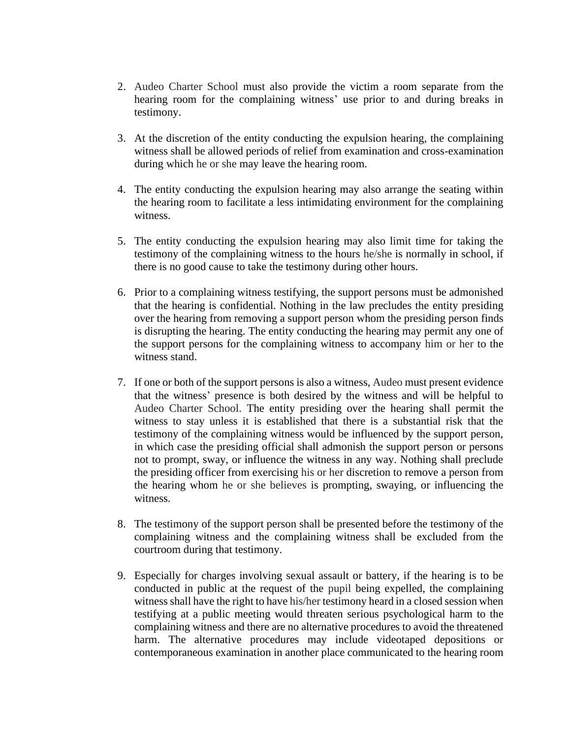2. Audeo Charter School must also provide the victim a room separate from the hearing room for the complaining witness' use prior to and during breaks in testimony.

3. At the discretion of the entity conducting the expulsion hearing, the complaining witness shall be allowed periods of relief from examination and cross-examination during which he or she may leave the hearing room.

4. The entity conducting the expulsion hearing may also arrange the seating within the hearing room to facilitate a less intimidating environment for the complaining witness.

5. The entity conducting the expulsion hearing may also limit time for taking the testimony of the complaining witness to the hours he/she is normally in school, if there is no good cause to take the testimony during other hours.

6. Prior to a complaining witness testifying, the support persons must be admonished that the hearing is confidential. Nothing in the law precludes the entity presiding over the hearing from removing a support person whom the presiding person finds is disrupting the hearing. The entity conducting the hearing may permit any one of the support persons for the complaining witness to accompany him or her to the witness stand.

7. If one or both of the support persons is also a witness, Audeo must present evidence that the witness' presence is both desired by the witness and will be helpful to Audeo Charter School. The entity presiding over the hearing shall permit the witness to stay unless it is established that there is a substantial risk that the testimony of the complaining witness would be influenced by the support person, in which case the presiding official shall admonish the support person or persons not to prompt, sway, or influence the witness in any way. Nothing shall preclude the presiding officer from exercising his or her discretion to remove a person from the hearing whom he or she believes is prompting, swaying, or influencing the witness.

8. The testimony of the support person shall be presented before the testimony of the complaining witness and the complaining witness shall be excluded from the courtroom during that testimony.

9. Especially for charges involving sexual assault or battery, if the hearing is to be conducted in public at the request of the pupil being expelled, the complaining witness shall have the right to have his/her testimony heard in a closed session when testifying at a public meeting would threaten serious psychological harm to the complaining witness and there are no alternative procedures to avoid the threatened harm. The alternative procedures may include videotaped depositions or contemporaneous examination in another place communicated to the hearing room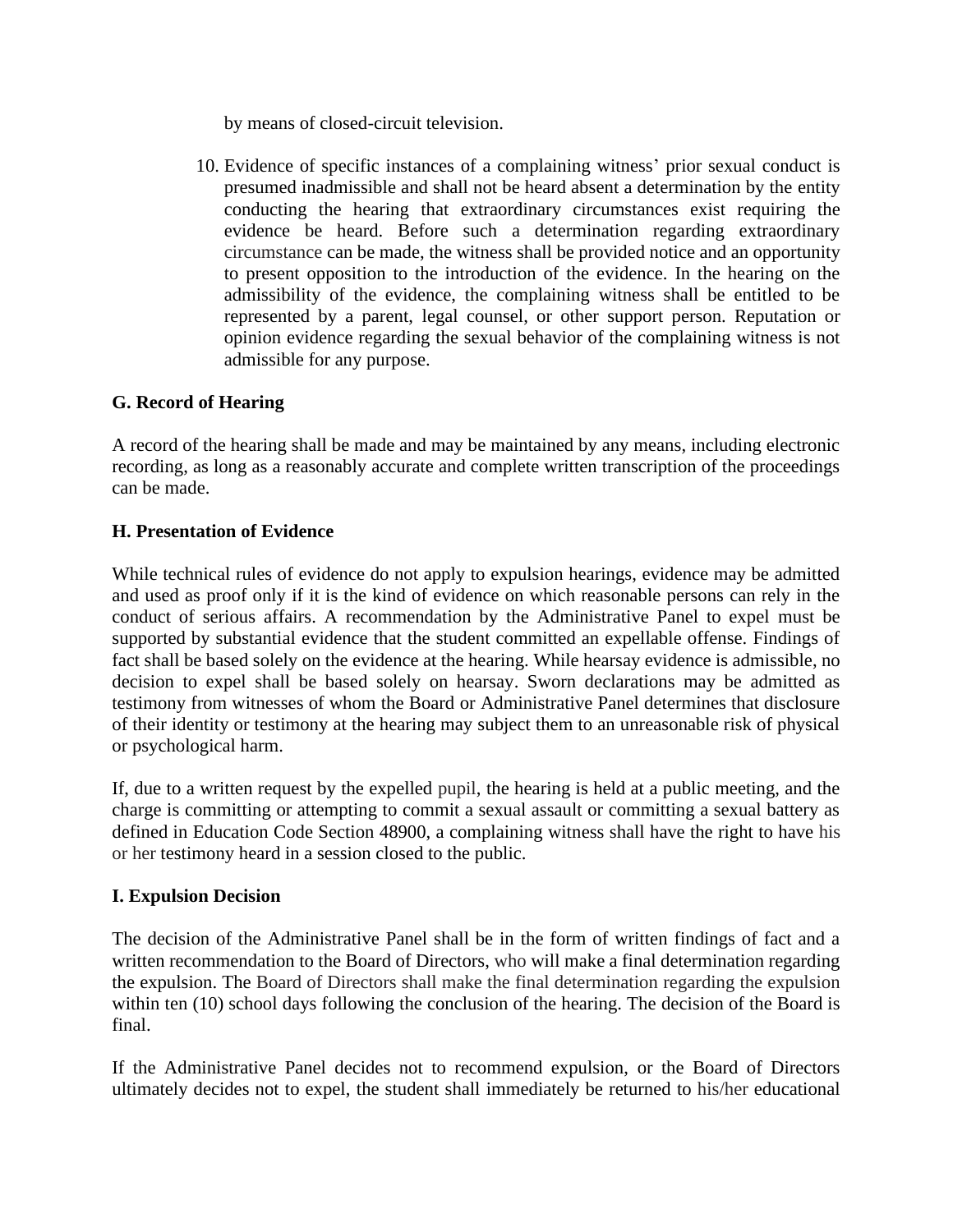by means of closed-circuit television.

10. Evidence of specific instances of a complaining witness' prior sexual conduct is presumed inadmissible and shall not be heard absent a determination by the entity conducting the hearing that extraordinary circumstances exist requiring the evidence be heard. Before such a determination regarding extraordinary circumstance can be made, the witness shall be provided notice and an opportunity to present opposition to the introduction of the evidence. In the hearing on the admissibility of the evidence, the complaining witness shall be entitled to be represented by a parent, legal counsel, or other support person. Reputation or opinion evidence regarding the sexual behavior of the complaining witness is not admissible for any purpose.

**G. Record of Hearing**

A record of the hearing shall be made and may be maintained by any means, including electronic recording, as long as a reasonably accurate and complete written transcription of the proceedings can be made.

**H. Presentation of Evidence**

While technical rules of evidence do not apply to expulsion hearings, evidence may be admitted and used as proof only if it is the kind of evidence on which reasonable persons can rely in the conduct of serious affairs. A recommendation by the Administrative Panel to expel must be supported by substantial evidence that the student committed an expellable offense. Findings of fact shall be based solely on the evidence at the hearing. While hearsay evidence is admissible, no decision to expel shall be based solely on hearsay. Sworn declarations may be admitted as testimony from witnesses of whom the Board or Administrative Panel determines that disclosure of their identity or testimony at the hearing may subject them to an unreasonable risk of physical or psychological harm.

If, due to a written request by the expelled pupil, the hearing is held at a public meeting, and the charge is committing or attempting to commit a sexual assault or committing a sexual battery as defined in Education Code Section 48900, a complaining witness shall have the right to have his or her testimony heard in a session closed to the public.

**I. Expulsion Decision**

The decision of the Administrative Panel shall be in the form of written findings of fact and a written recommendation to the Board of Directors, who will make a final determination regarding the expulsion. The Board of Directors shall make the final determination regarding the expulsion within ten (10) school days following the conclusion of the hearing. The decision of the Board is final.

If the Administrative Panel decides not to recommend expulsion, or the Board of Directors ultimately decides not to expel, the student shall immediately be returned to his/her educational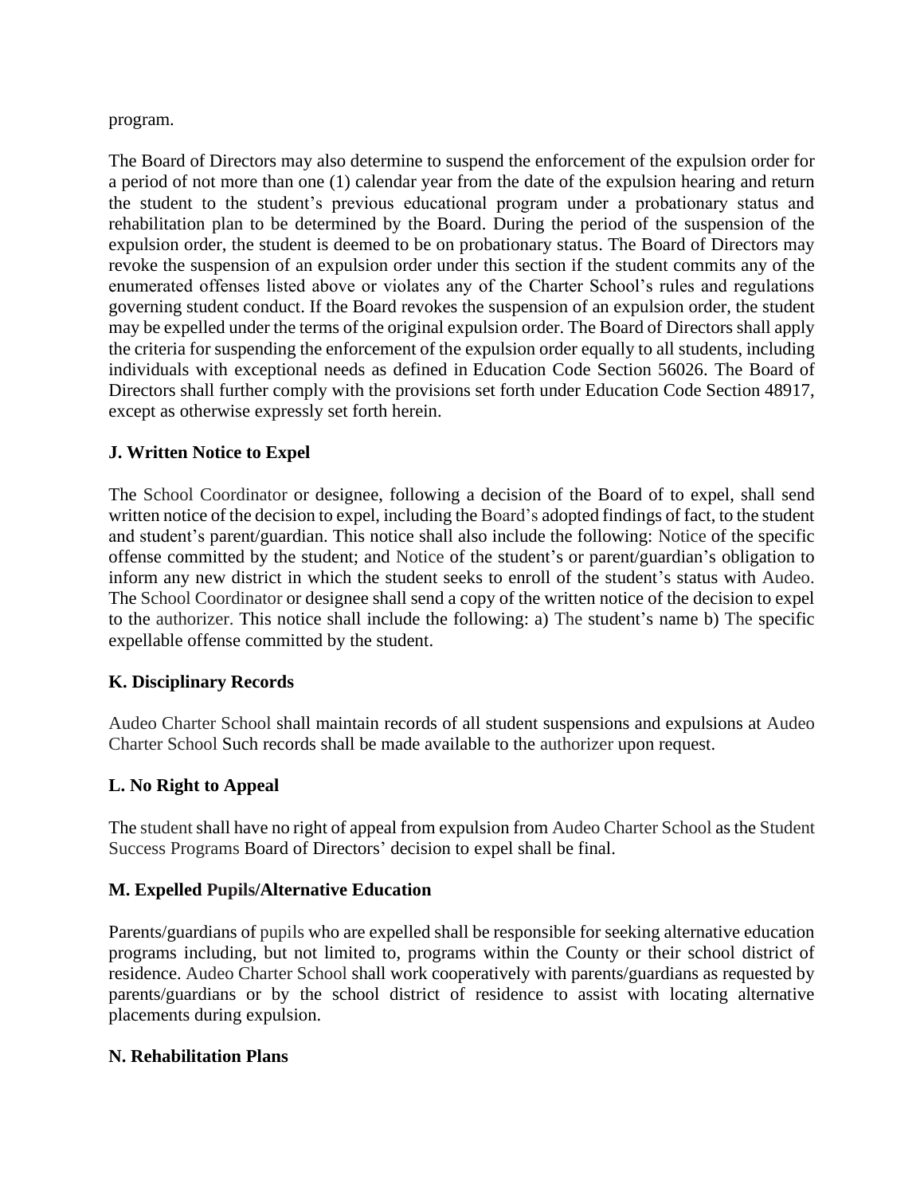program.

The Board of Directors may also determine to suspend the enforcement of the expulsion order for a period of not more than one (1) calendar year from the date of the expulsion hearing and return the student to the student's previous educational program under a probationary status and rehabilitation plan to be determined by the Board. During the period of the suspension of the expulsion order, the student is deemed to be on probationary status. The Board of Directors may revoke the suspension of an expulsion order under this section if the student commits any of the enumerated offenses listed above or violates any of the Charter School's rules and regulations governing student conduct. If the Board revokes the suspension of an expulsion order, the student may be expelled under the terms of the original expulsion order. The Board of Directors shall apply the criteria for suspending the enforcement of the expulsion order equally to all students, including individuals with exceptional needs as defined in Education Code Section 56026. The Board of Directors shall further comply with the provisions set forth under Education Code Section 48917, except as otherwise expressly set forth herein.

**J. Written Notice to Expel**

The School Coordinator or designee, following a decision of the Board of to expel, shall send written notice of the decision to expel, including the Board's adopted findings of fact, to the student and student's parent/guardian. This notice shall also include the following: Notice of the specific offense committed by the student; and Notice of the student's or parent/guardian's obligation to inform any new district in which the student seeks to enroll of the student's status with Audeo. The School Coordinator or designee shall send a copy of the written notice of the decision to expel to the authorizer. This notice shall include the following: a) The student's name b) The specific expellable offense committed by the student.

**K. Disciplinary Records**

Audeo Charter School shall maintain records of all student suspensions and expulsions at Audeo Charter School Such records shall be made available to the authorizer upon request.

**L. No Right to Appeal**

The student shall have no right of appeal from expulsion from Audeo Charter School as the Student Success Programs Board of Directors' decision to expel shall be final.

**M. Expelled Pupils/Alternative Education**

Parents/guardians of pupils who are expelled shall be responsible for seeking alternative education programs including, but not limited to, programs within the County or their school district of residence. Audeo Charter School shall work cooperatively with parents/guardians as requested by parents/guardians or by the school district of residence to assist with locating alternative placements during expulsion.

**N. Rehabilitation Plans**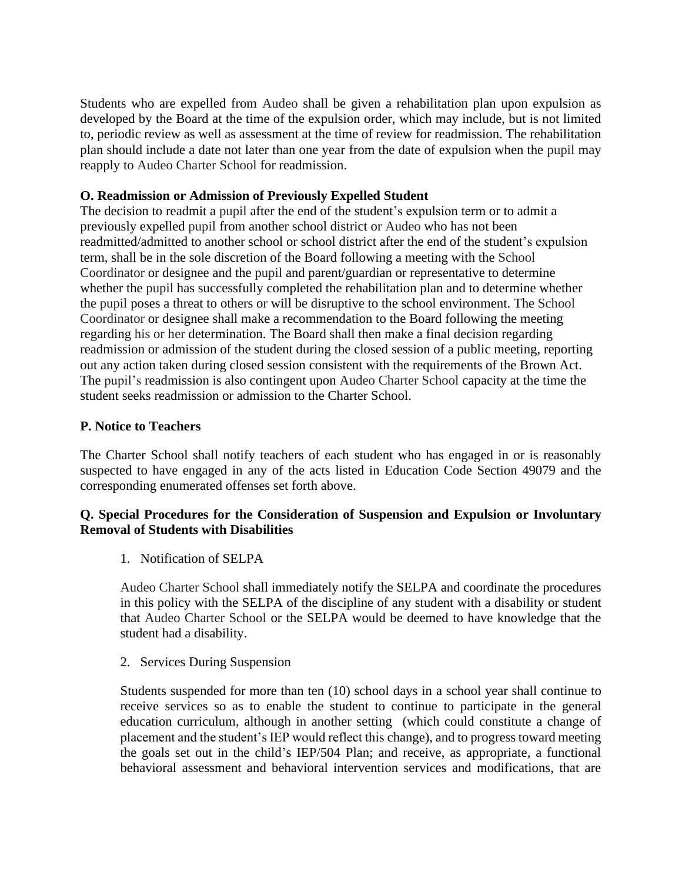Students who are expelled from Audeo shall be given a rehabilitation plan upon expulsion as developed by the Board at the time of the expulsion order, which may include, but is not limited to, periodic review as well as assessment at the time of review for readmission. The rehabilitation plan should include a date not later than one year from the date of expulsion when the pupil may reapply to Audeo Charter School for readmission.

**O. Readmission or Admission of Previously Expelled Student**

The decision to readmit a pupil after the end of the student's expulsion term or to admit a previously expelled pupil from another school district or Audeo who has not been readmitted/admitted to another school or school district after the end of the student's expulsion term, shall be in the sole discretion of the Board following a meeting with the School Coordinator or designee and the pupil and parent/guardian or representative to determine whether the pupil has successfully completed the rehabilitation plan and to determine whether the pupil poses a threat to others or will be disruptive to the school environment. The School Coordinator or designee shall make a recommendation to the Board following the meeting regarding his or her determination. The Board shall then make a final decision regarding readmission or admission of the student during the closed session of a public meeting, reporting out any action taken during closed session consistent with the requirements of the Brown Act. The pupil's readmission is also contingent upon Audeo Charter School capacity at the time the student seeks readmission or admission to the Charter School.

**P. Notice to Teachers**

The Charter School shall notify teachers of each student who has engaged in or is reasonably suspected to have engaged in any of the acts listed in Education Code Section 49079 and the corresponding enumerated offenses set forth above.

**Q. Special Procedures for the Consideration of Suspension and Expulsion or Involuntary Removal of Students with Disabilities**

1. Notification of SELPA

   Audeo Charter School shall immediately notify the SELPA and coordinate the procedures in this policy with the SELPA of the discipline of any student with a disability or student that Audeo Charter School or the SELPA would be deemed to have knowledge that the student had a disability.

2. Services During Suspension

   Students suspended for more than ten (10) school days in a school year shall continue to receive services so as to enable the student to continue to participate in the general education curriculum, although in another setting (which could constitute a change of placement and the student's IEP would reflect this change), and to progress toward meeting the goals set out in the child's IEP/504 Plan; and receive, as appropriate, a functional behavioral assessment and behavioral intervention services and modifications, that are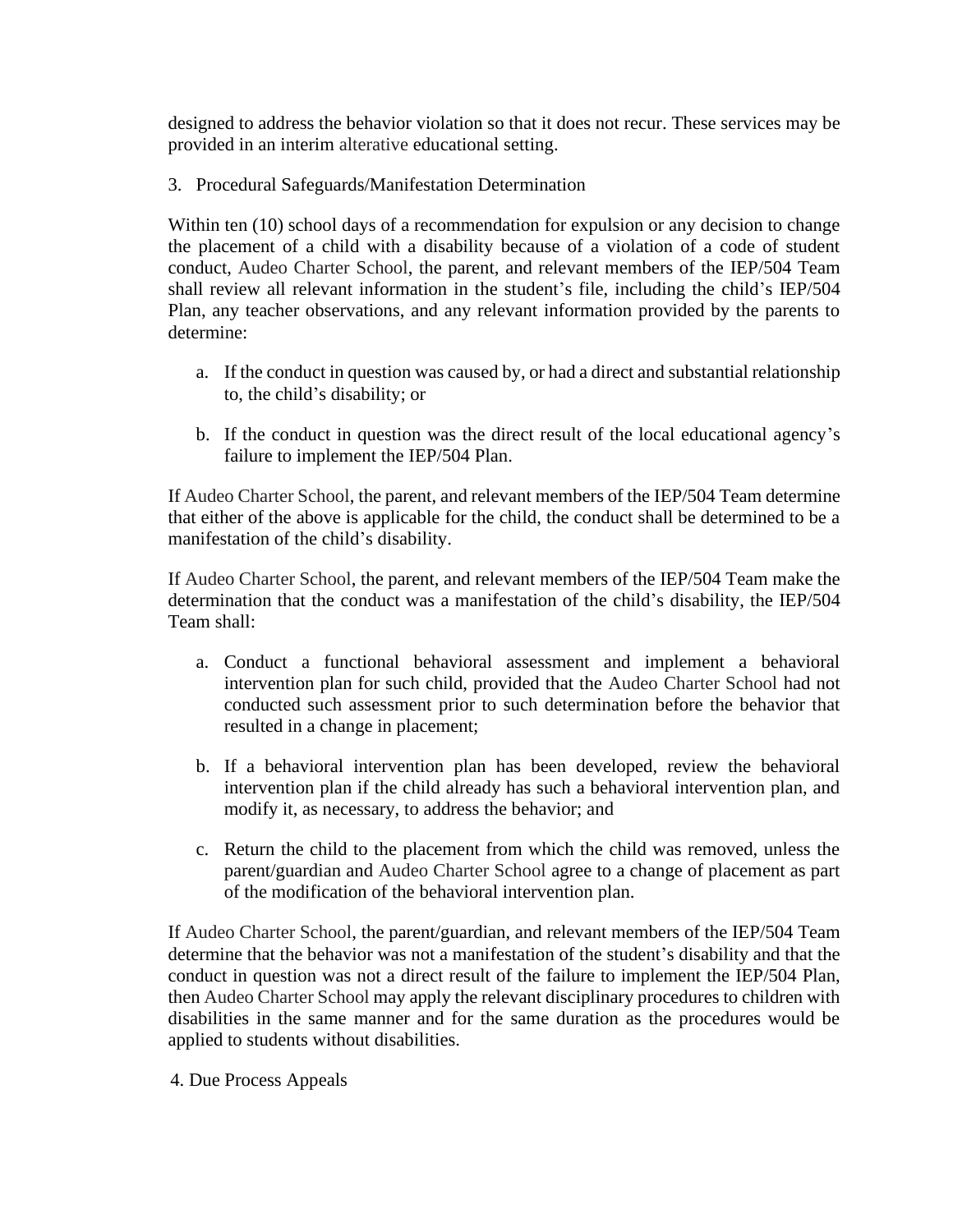designed to address the behavior violation so that it does not recur. These services may be provided in an interim alterative educational setting.

3. Procedural Safeguards/Manifestation Determination

Within ten (10) school days of a recommendation for expulsion or any decision to change the placement of a child with a disability because of a violation of a code of student conduct, Audeo Charter School, the parent, and relevant members of the IEP/504 Team shall review all relevant information in the student's file, including the child's IEP/504 Plan, any teacher observations, and any relevant information provided by the parents to determine:

a. If the conduct in question was caused by, or had a direct and substantial relationship to, the child's disability; or

b. If the conduct in question was the direct result of the local educational agency's failure to implement the IEP/504 Plan.

If Audeo Charter School, the parent, and relevant members of the IEP/504 Team determine that either of the above is applicable for the child, the conduct shall be determined to be a manifestation of the child's disability.

If Audeo Charter School, the parent, and relevant members of the IEP/504 Team make the determination that the conduct was a manifestation of the child's disability, the IEP/504 Team shall:

a. Conduct a functional behavioral assessment and implement a behavioral intervention plan for such child, provided that the Audeo Charter School had not conducted such assessment prior to such determination before the behavior that resulted in a change in placement;

b. If a behavioral intervention plan has been developed, review the behavioral intervention plan if the child already has such a behavioral intervention plan, and modify it, as necessary, to address the behavior; and

c. Return the child to the placement from which the child was removed, unless the parent/guardian and Audeo Charter School agree to a change of placement as part of the modification of the behavioral intervention plan.

If Audeo Charter School, the parent/guardian, and relevant members of the IEP/504 Team determine that the behavior was not a manifestation of the student's disability and that the conduct in question was not a direct result of the failure to implement the IEP/504 Plan, then Audeo Charter School may apply the relevant disciplinary procedures to children with disabilities in the same manner and for the same duration as the procedures would be applied to students without disabilities.

4. Due Process Appeals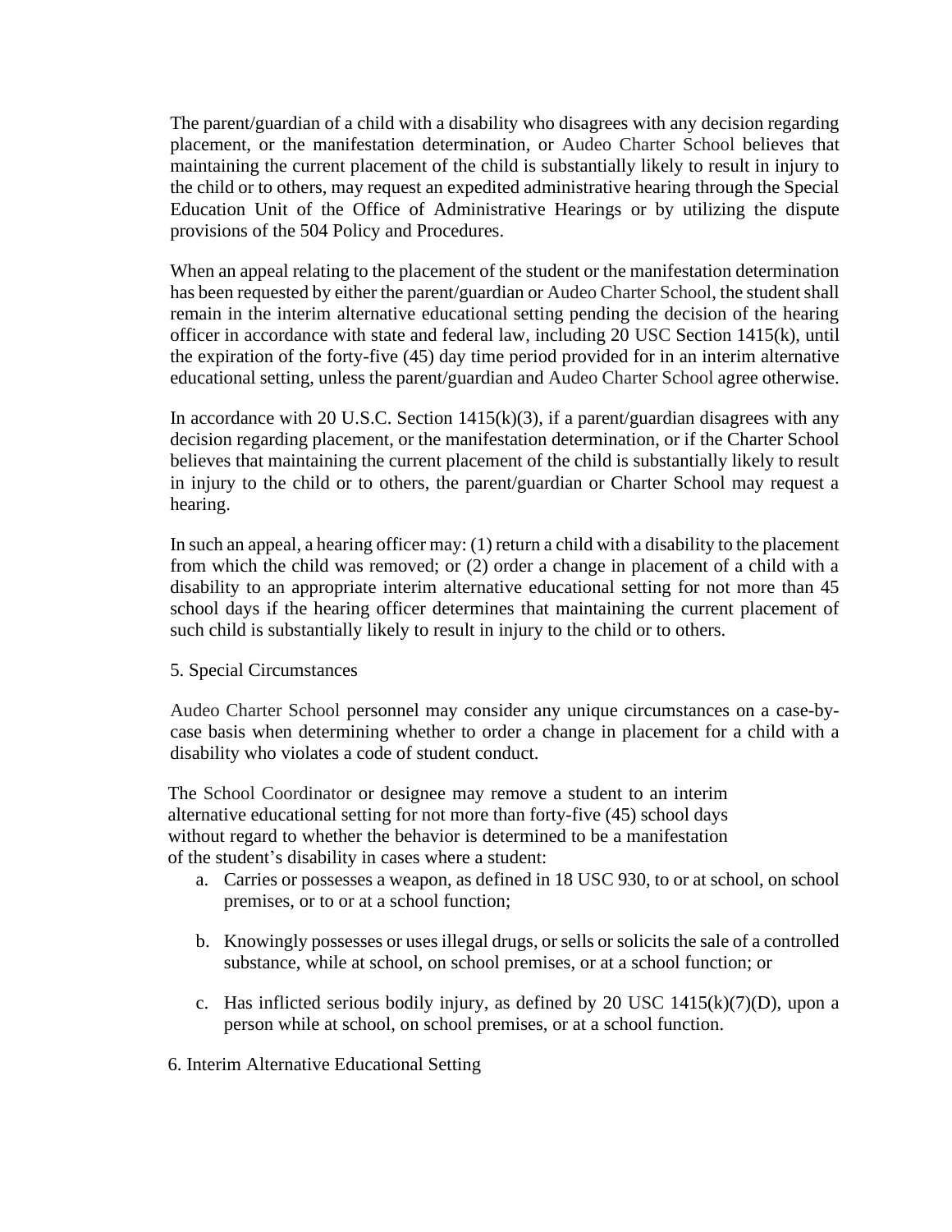The parent/guardian of a child with a disability who disagrees with any decision regarding placement, or the manifestation determination, or Audeo Charter School believes that maintaining the current placement of the child is substantially likely to result in injury to the child or to others, may request an expedited administrative hearing through the Special Education Unit of the Office of Administrative Hearings or by utilizing the dispute provisions of the 504 Policy and Procedures.

When an appeal relating to the placement of the student or the manifestation determination has been requested by either the parent/guardian or Audeo Charter School, the student shall remain in the interim alternative educational setting pending the decision of the hearing officer in accordance with state and federal law, including 20 USC Section 1415(k), until the expiration of the forty-five (45) day time period provided for in an interim alternative educational setting, unless the parent/guardian and Audeo Charter School agree otherwise.

In accordance with 20 U.S.C. Section 1415(k)(3), if a parent/guardian disagrees with any decision regarding placement, or the manifestation determination, or if the Charter School believes that maintaining the current placement of the child is substantially likely to result in injury to the child or to others, the parent/guardian or Charter School may request a hearing.

In such an appeal, a hearing officer may: (1) return a child with a disability to the placement from which the child was removed; or (2) order a change in placement of a child with a disability to an appropriate interim alternative educational setting for not more than 45 school days if the hearing officer determines that maintaining the current placement of such child is substantially likely to result in injury to the child or to others.

5. Special Circumstances

Audeo Charter School personnel may consider any unique circumstances on a case-by-case basis when determining whether to order a change in placement for a child with a disability who violates a code of student conduct.

The School Coordinator or designee may remove a student to an interim alternative educational setting for not more than forty-five (45) school days without regard to whether the behavior is determined to be a manifestation of the student's disability in cases where a student:

a. Carries or possesses a weapon, as defined in 18 USC 930, to or at school, on school premises, or to or at a school function;

b. Knowingly possesses or uses illegal drugs, or sells or solicits the sale of a controlled substance, while at school, on school premises, or at a school function; or

c. Has inflicted serious bodily injury, as defined by 20 USC 1415(k)(7)(D), upon a person while at school, on school premises, or at a school function.

6. Interim Alternative Educational Setting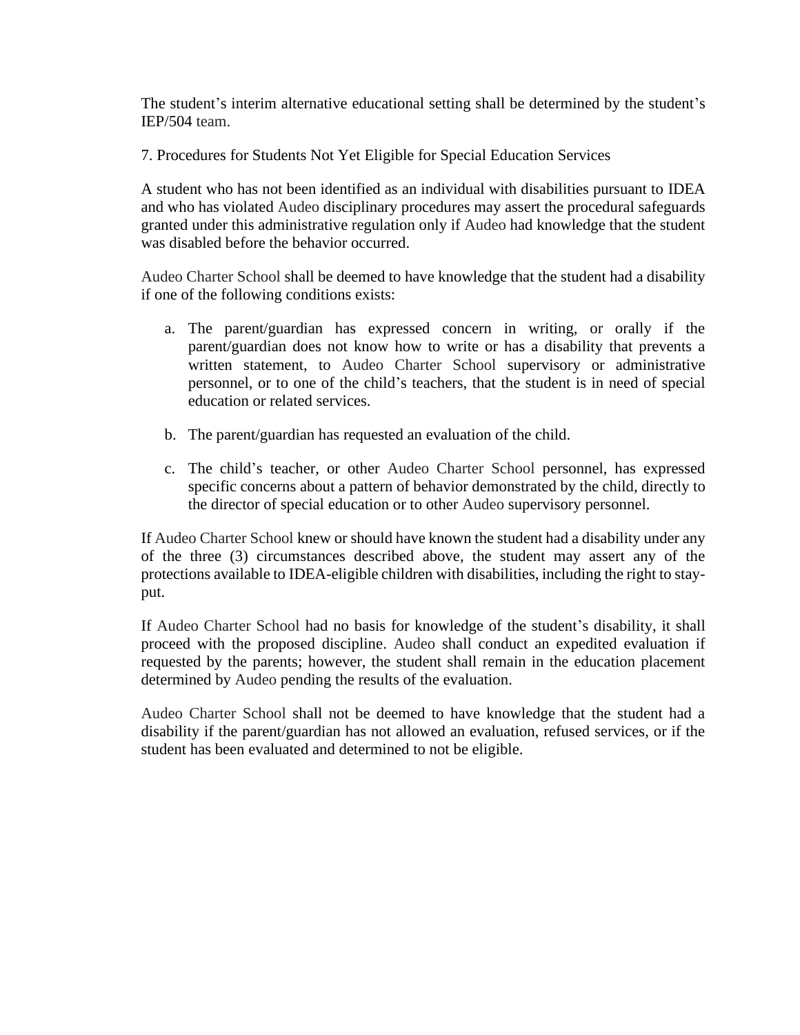The student's interim alternative educational setting shall be determined by the student's IEP/504 team.

7. Procedures for Students Not Yet Eligible for Special Education Services

A student who has not been identified as an individual with disabilities pursuant to IDEA and who has violated Audeo disciplinary procedures may assert the procedural safeguards granted under this administrative regulation only if Audeo had knowledge that the student was disabled before the behavior occurred.

Audeo Charter School shall be deemed to have knowledge that the student had a disability if one of the following conditions exists:

a. The parent/guardian has expressed concern in writing, or orally if the parent/guardian does not know how to write or has a disability that prevents a written statement, to Audeo Charter School supervisory or administrative personnel, or to one of the child's teachers, that the student is in need of special education or related services.

b. The parent/guardian has requested an evaluation of the child.

c. The child's teacher, or other Audeo Charter School personnel, has expressed specific concerns about a pattern of behavior demonstrated by the child, directly to the director of special education or to other Audeo supervisory personnel.

If Audeo Charter School knew or should have known the student had a disability under any of the three (3) circumstances described above, the student may assert any of the protections available to IDEA-eligible children with disabilities, including the right to stay-put.

If Audeo Charter School had no basis for knowledge of the student's disability, it shall proceed with the proposed discipline. Audeo shall conduct an expedited evaluation if requested by the parents; however, the student shall remain in the education placement determined by Audeo pending the results of the evaluation.

Audeo Charter School shall not be deemed to have knowledge that the student had a disability if the parent/guardian has not allowed an evaluation, refused services, or if the student has been evaluated and determined to not be eligible.